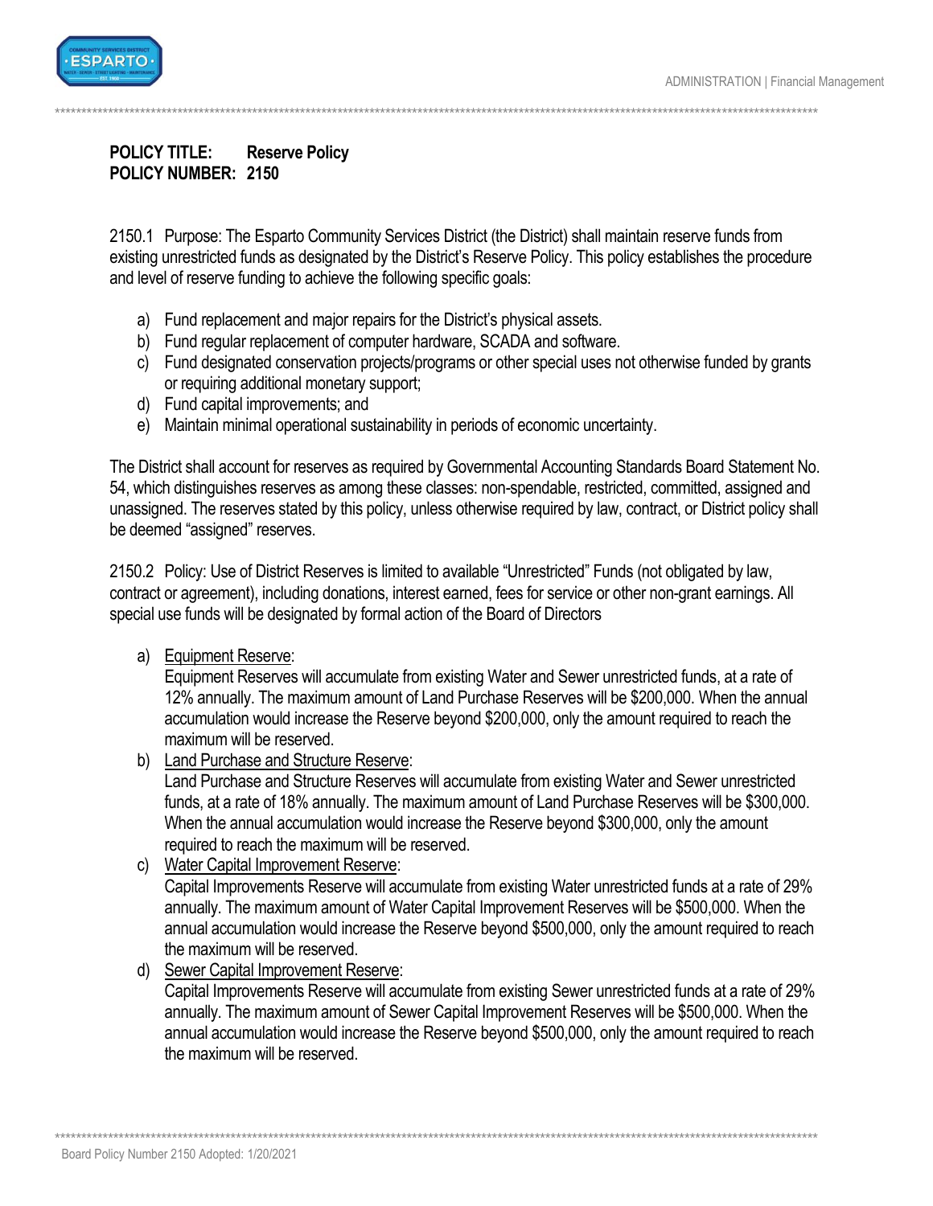**POLICY TITLE: Reserve Policy**
**POLICY NUMBER: 2150**

2150.1 Purpose: The Esparto Community Services District (the District) shall maintain reserve funds from existing unrestricted funds as designated by the District's Reserve Policy. This policy establishes the procedure and level of reserve funding to achieve the following specific goals:

a) Fund replacement and major repairs for the District's physical assets.
b) Fund regular replacement of computer hardware, SCADA and software.
c) Fund designated conservation projects/programs or other special uses not otherwise funded by grants or requiring additional monetary support;
d) Fund capital improvements; and
e) Maintain minimal operational sustainability in periods of economic uncertainty.

The District shall account for reserves as required by Governmental Accounting Standards Board Statement No. 54, which distinguishes reserves as among these classes: non-spendable, restricted, committed, assigned and unassigned. The reserves stated by this policy, unless otherwise required by law, contract, or District policy shall be deemed "assigned" reserves.

2150.2 Policy: Use of District Reserves is limited to available "Unrestricted" Funds (not obligated by law, contract or agreement), including donations, interest earned, fees for service or other non-grant earnings. All special use funds will be designated by formal action of the Board of Directors

a) Equipment Reserve:
Equipment Reserves will accumulate from existing Water and Sewer unrestricted funds, at a rate of 12% annually. The maximum amount of Land Purchase Reserves will be $200,000. When the annual accumulation would increase the Reserve beyond $200,000, only the amount required to reach the maximum will be reserved.

b) Land Purchase and Structure Reserve:
Land Purchase and Structure Reserves will accumulate from existing Water and Sewer unrestricted funds, at a rate of 18% annually. The maximum amount of Land Purchase Reserves will be $300,000. When the annual accumulation would increase the Reserve beyond $300,000, only the amount required to reach the maximum will be reserved.

c) Water Capital Improvement Reserve:
Capital Improvements Reserve will accumulate from existing Water unrestricted funds at a rate of 29% annually. The maximum amount of Water Capital Improvement Reserves will be $500,000. When the annual accumulation would increase the Reserve beyond $500,000, only the amount required to reach the maximum will be reserved.

d) Sewer Capital Improvement Reserve:
Capital Improvements Reserve will accumulate from existing Sewer unrestricted funds at a rate of 29% annually. The maximum amount of Sewer Capital Improvement Reserves will be $500,000. When the annual accumulation would increase the Reserve beyond $500,000, only the amount required to reach the maximum will be reserved.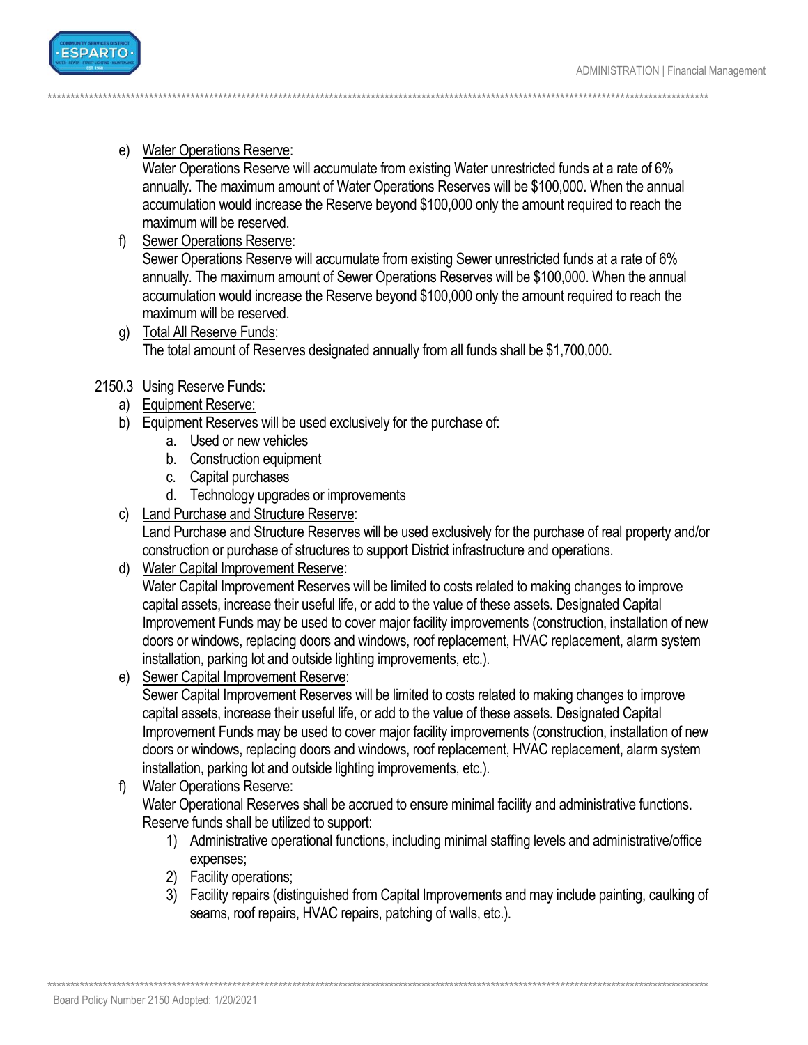e) Water Operations Reserve:
   Water Operations Reserve will accumulate from existing Water unrestricted funds at a rate of 6% annually. The maximum amount of Water Operations Reserves will be $100,000. When the annual accumulation would increase the Reserve beyond $100,000 only the amount required to reach the maximum will be reserved.

f) Sewer Operations Reserve:
   Sewer Operations Reserve will accumulate from existing Sewer unrestricted funds at a rate of 6% annually. The maximum amount of Sewer Operations Reserves will be $100,000. When the annual accumulation would increase the Reserve beyond $100,000 only the amount required to reach the maximum will be reserved.

g) Total All Reserve Funds:
   The total amount of Reserves designated annually from all funds shall be $1,700,000.

2150.3 Using Reserve Funds:

a) Equipment Reserve:

b) Equipment Reserves will be used exclusively for the purchase of:
   a. Used or new vehicles
   b. Construction equipment
   c. Capital purchases
   d. Technology upgrades or improvements

c) Land Purchase and Structure Reserve:
   Land Purchase and Structure Reserves will be used exclusively for the purchase of real property and/or construction or purchase of structures to support District infrastructure and operations.

d) Water Capital Improvement Reserve:
   Water Capital Improvement Reserves will be limited to costs related to making changes to improve capital assets, increase their useful life, or add to the value of these assets. Designated Capital Improvement Funds may be used to cover major facility improvements (construction, installation of new doors or windows, replacing doors and windows, roof replacement, HVAC replacement, alarm system installation, parking lot and outside lighting improvements, etc.).

e) Sewer Capital Improvement Reserve:
   Sewer Capital Improvement Reserves will be limited to costs related to making changes to improve capital assets, increase their useful life, or add to the value of these assets. Designated Capital Improvement Funds may be used to cover major facility improvements (construction, installation of new doors or windows, replacing doors and windows, roof replacement, HVAC replacement, alarm system installation, parking lot and outside lighting improvements, etc.).

f) Water Operations Reserve:
   Water Operational Reserves shall be accrued to ensure minimal facility and administrative functions. Reserve funds shall be utilized to support:
   1) Administrative operational functions, including minimal staffing levels and administrative/office expenses;
   2) Facility operations;
   3) Facility repairs (distinguished from Capital Improvements and may include painting, caulking of seams, roof repairs, HVAC repairs, patching of walls, etc.).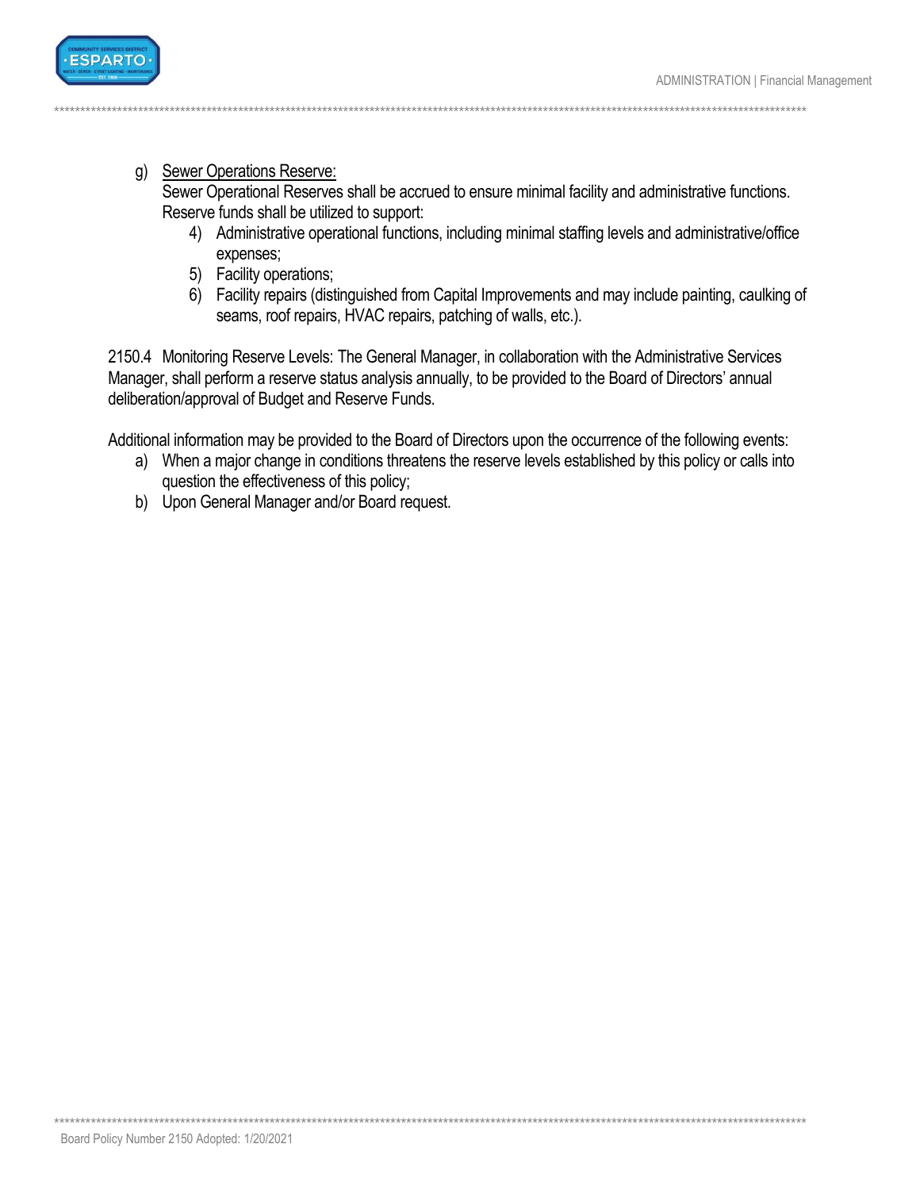g) <u>Sewer Operations Reserve:</u>
Sewer Operational Reserves shall be accrued to ensure minimal facility and administrative functions. Reserve funds shall be utilized to support:

4) Administrative operational functions, including minimal staffing levels and administrative/office expenses;
5) Facility operations;
6) Facility repairs (distinguished from Capital Improvements and may include painting, caulking of seams, roof repairs, HVAC repairs, patching of walls, etc.).

2150.4 Monitoring Reserve Levels: The General Manager, in collaboration with the Administrative Services Manager, shall perform a reserve status analysis annually, to be provided to the Board of Directors' annual deliberation/approval of Budget and Reserve Funds.

Additional information may be provided to the Board of Directors upon the occurrence of the following events:

a) When a major change in conditions threatens the reserve levels established by this policy or calls into question the effectiveness of this policy;
b) Upon General Manager and/or Board request.